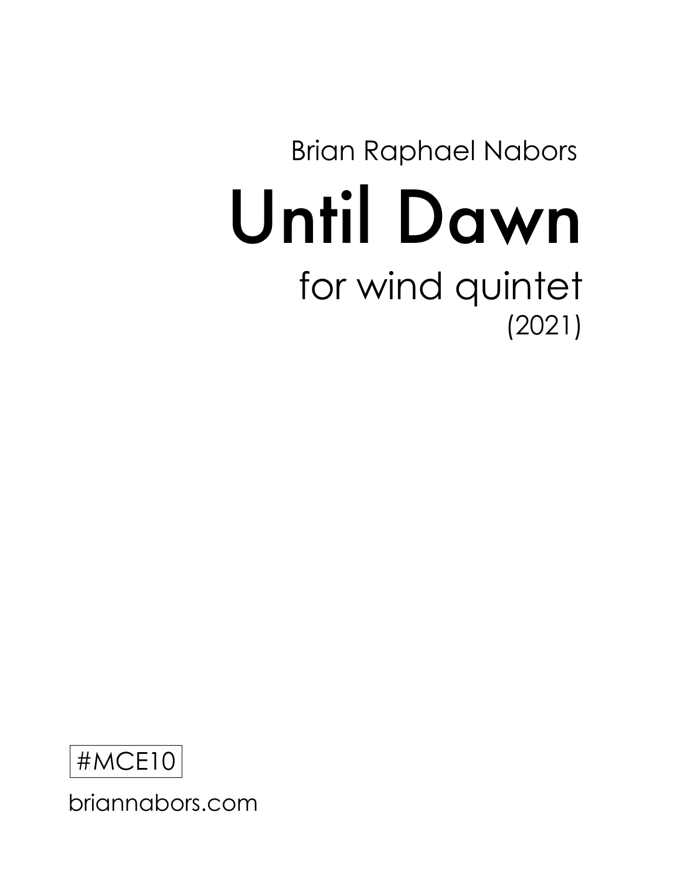Brian Raphael Nabors

# Until Dawn

## for wind quintet

(2021)

#MCE10

briannabors.com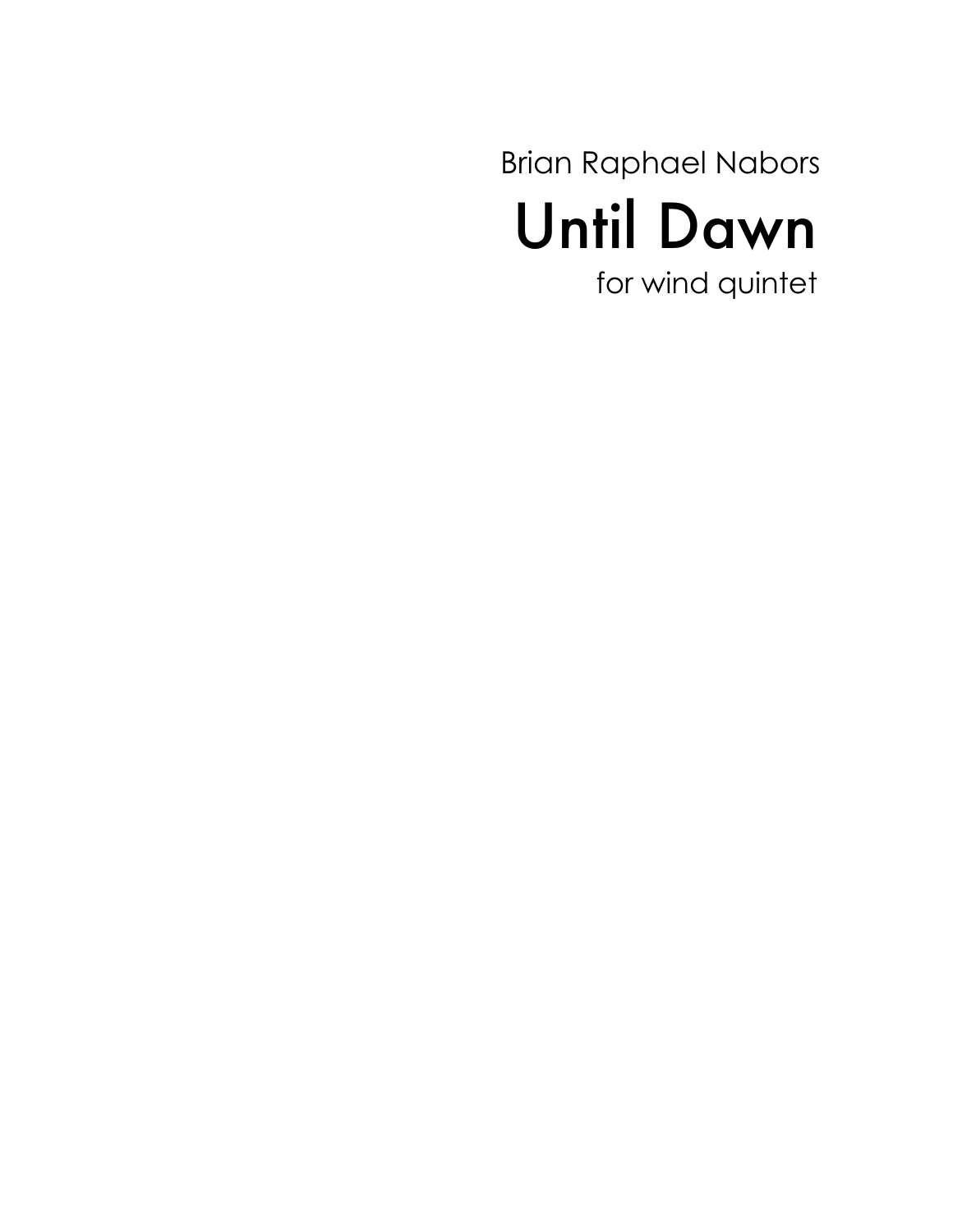Brian Raphael Nabors

# Until Dawn

for wind quintet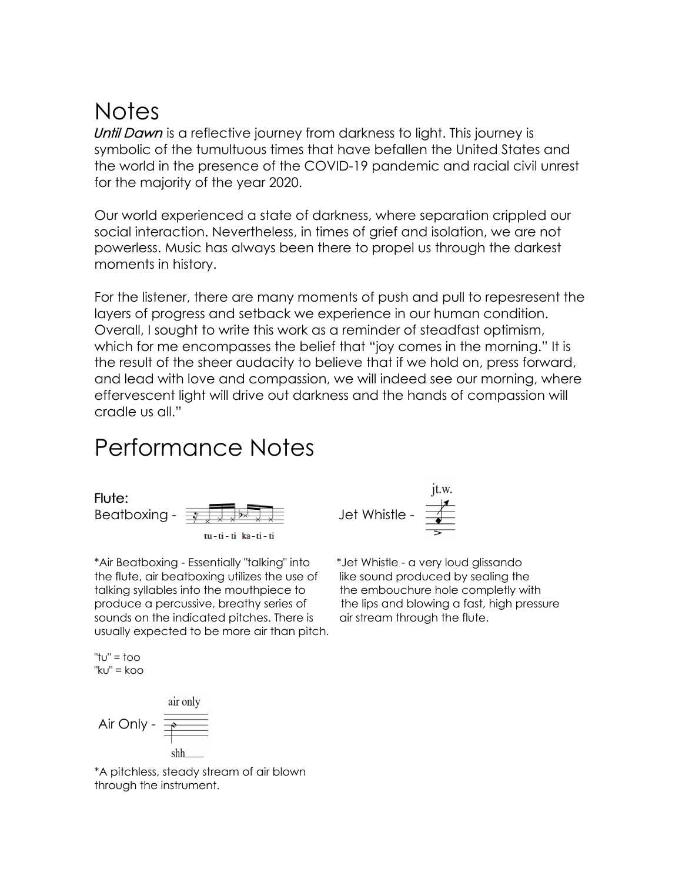# Notes

*Until Dawn* is a reflective journey from darkness to light. This journey is symbolic of the tumultuous times that have befallen the United States and the world in the presence of the COVID-19 pandemic and racial civil unrest for the majority of the year 2020.

Our world experienced a state of darkness, where separation crippled our social interaction. Nevertheless, in times of grief and isolation, we are not powerless. Music has always been there to propel us through the darkest moments in history.

For the listener, there are many moments of push and pull to repesresent the layers of progress and setback we experience in our human condition. Overall, I sought to write this work as a reminder of steadfast optimism, which for me encompasses the belief that "joy comes in the morning." It is the result of the sheer audacity to believe that if we hold on, press forward, and lead with love and compassion, we will indeed see our morning, where effervescent light will drive out darkness and the hands of compassion will cradle us all."

# Performance Notes

**Flute:**

Beatboxing -

tu - ti - ti ka - ti - ti

*Air Beatboxing - Essentially "talking" into the flute, air beatboxing utilizes the use of talking syllables into the mouthpiece to produce a percussive, breathy series of sounds on the indicated pitches. There is usually expected to be more air than pitch.

"tu" = too
"ku" = koo

Jet Whistle -

jt.w.

*Jet Whistle - a very loud glissando like sound produced by sealing the the embouchure hole completly with the lips and blowing a fast, high pressure air stream through the flute.

Air Only -

air only

shh

*A pitchless, steady stream of air blown through the instrument.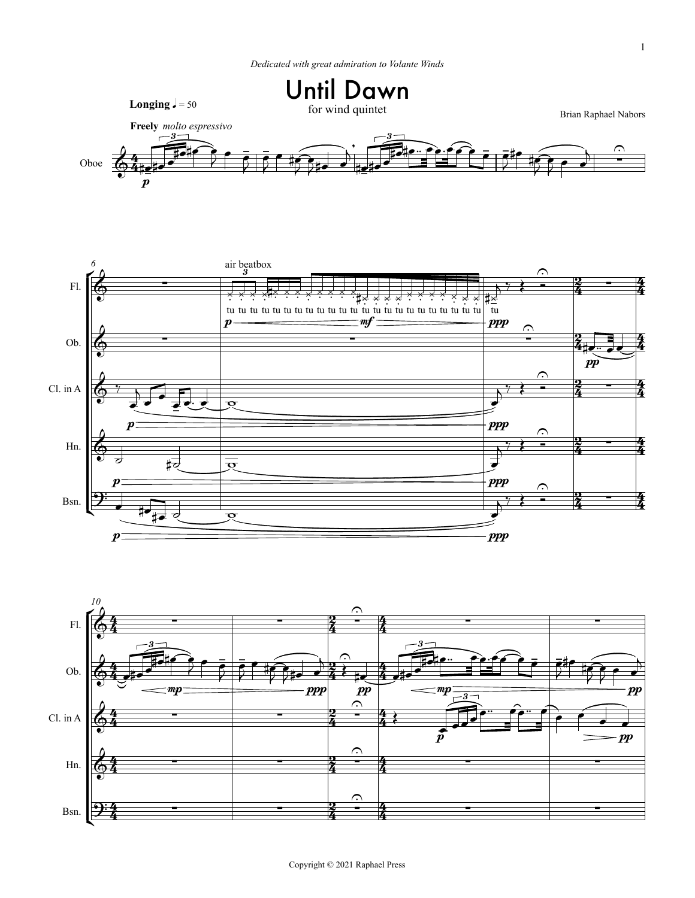*Dedicated with great admiration to Volante Winds*

# Until Dawn

for wind quintet

Brian Raphael Nabors

**Longing** ♩ = 50

**Freely** *molto espressivo*

Oboe

Fl.

Ob.

Cl. in A

Hn.

Bsn.

air beatbox

tu tu tu tu tu tu tu tu tu tu tu tu tu tu tu tu tu tu tu tu tu tu tu

Copyright © 2021 Raphael Press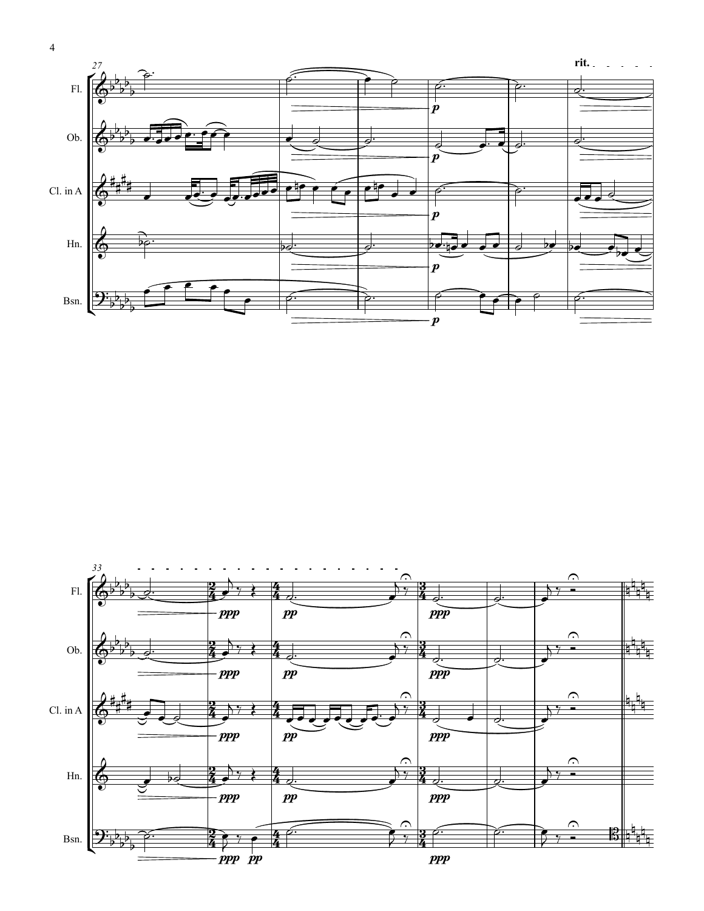rit.

Fl.

Ob.

Cl. in A

Hn.

Bsn.

p

ppp

pp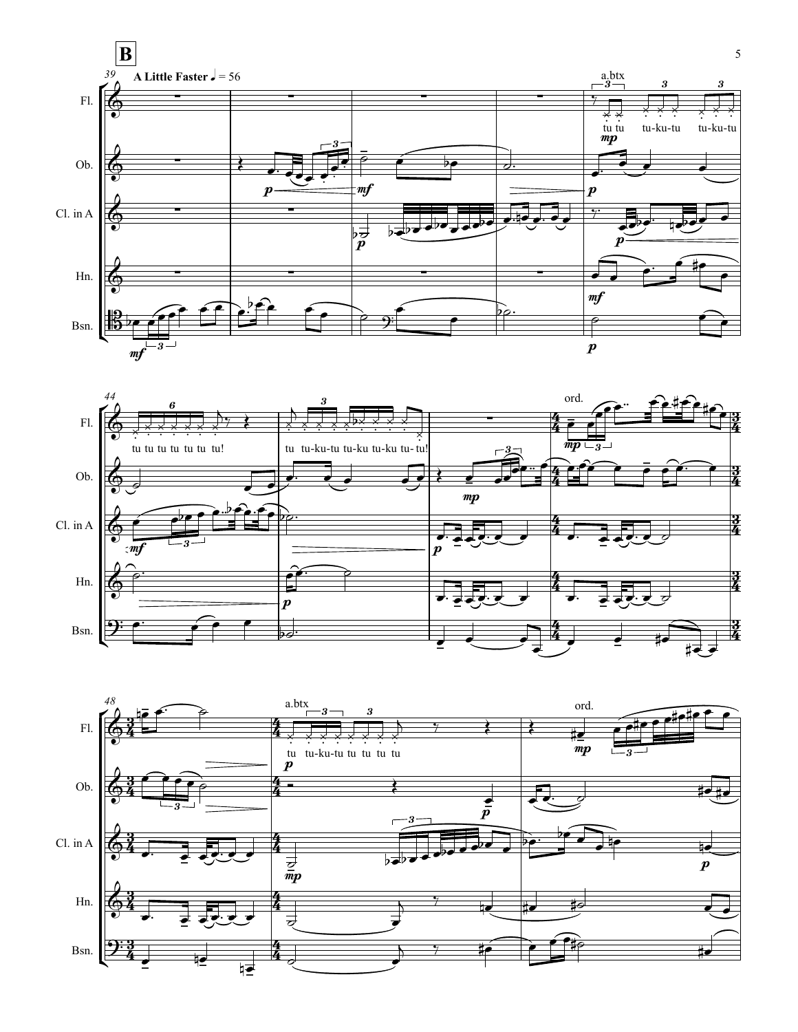**B**

**A Little Faster** ♩ = 56

Fl.

Ob.

Cl. in A

Hn.

Bsn.

a.btx

tu tu tu-ku-tu tu-ku-tu

tu tu tu tu tu tu tu!

tu tu-ku-tu tu-ku tu-ku tu-ku tu- tu!

ord.

a.btx

tu tu-ku-tu tu tu tu tu

ord.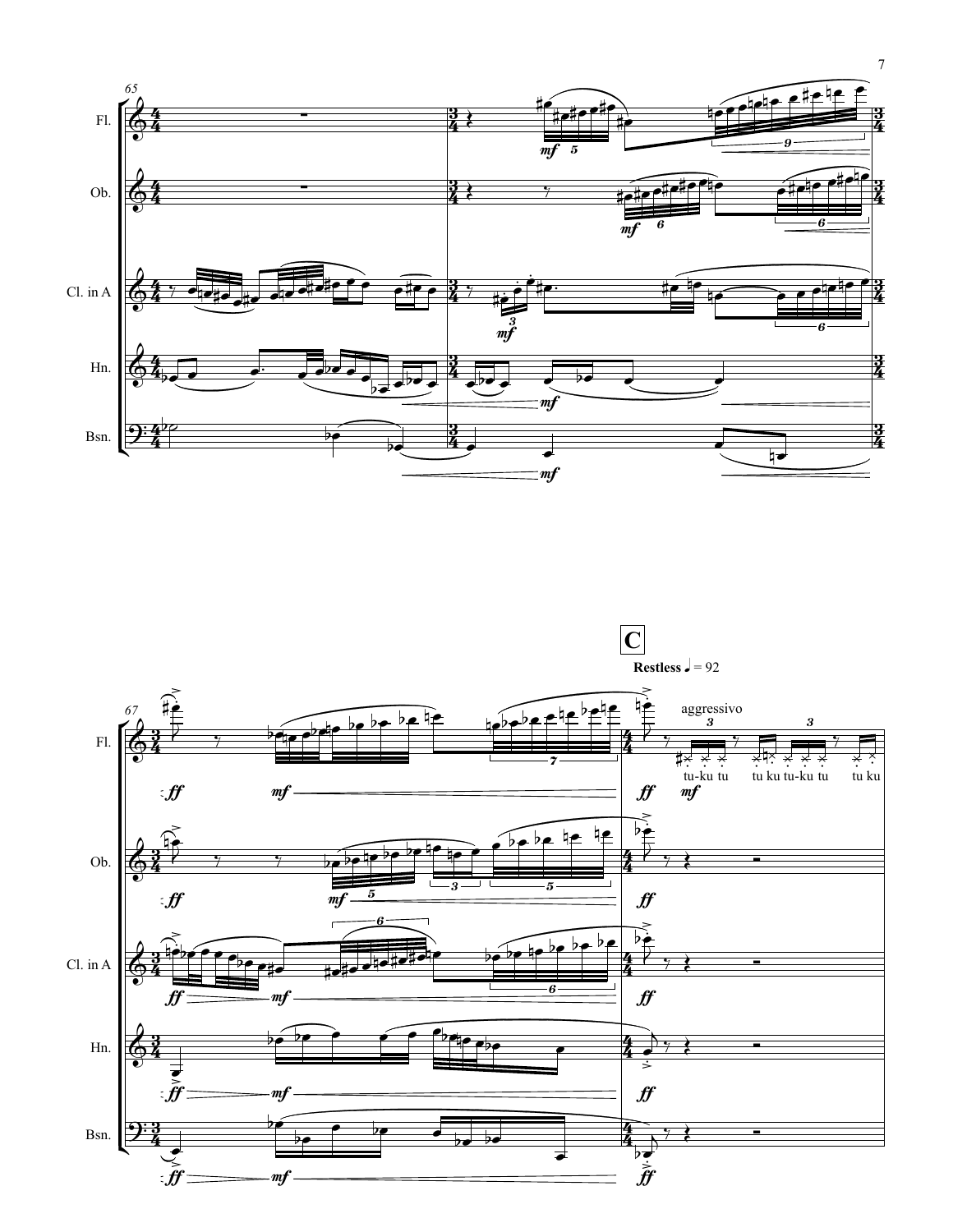**C**

**Restless** ♩ = 92

aggressivo

tu-ku tu tu ku tu-ku tu tu ku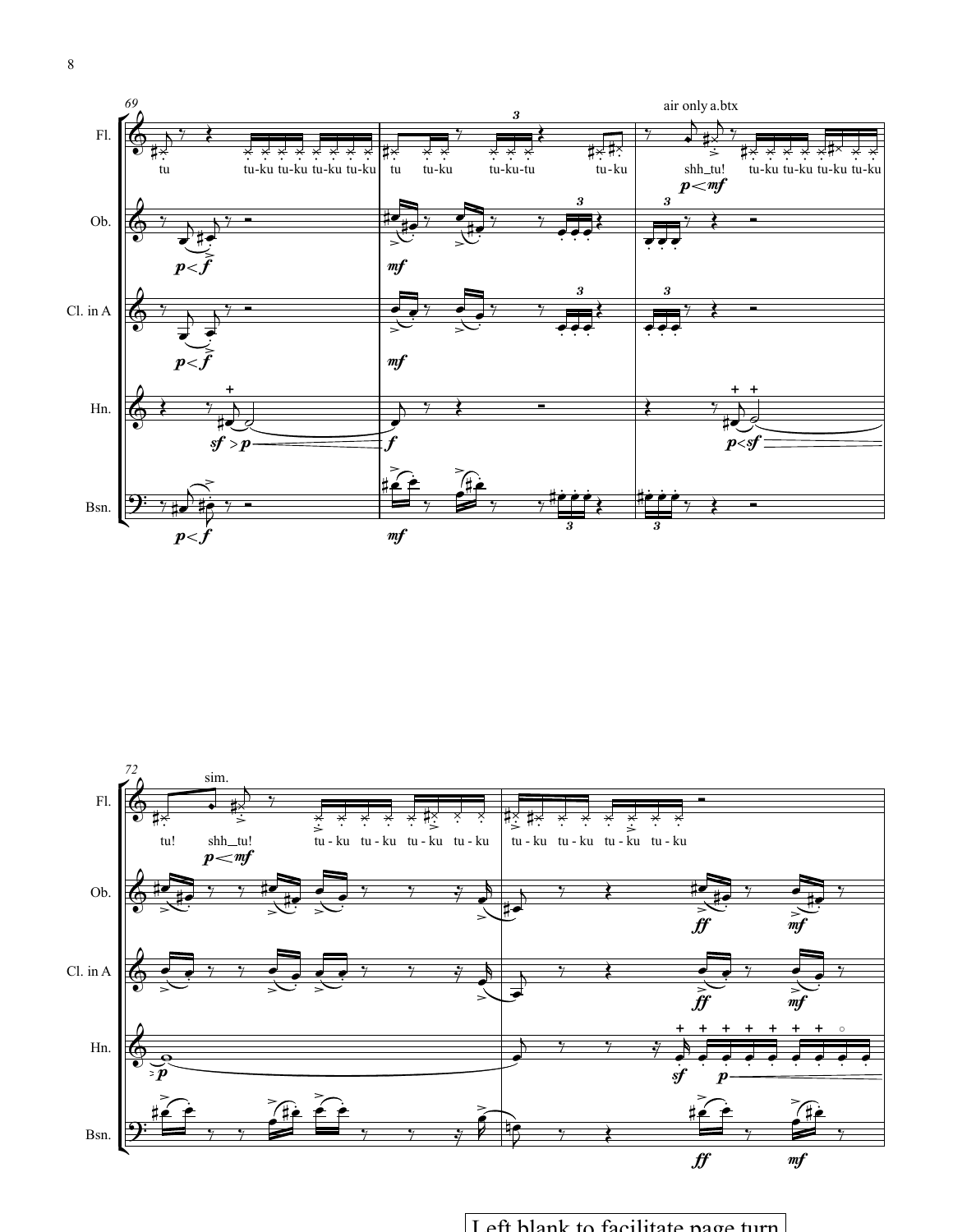Left blank to facilitate page turn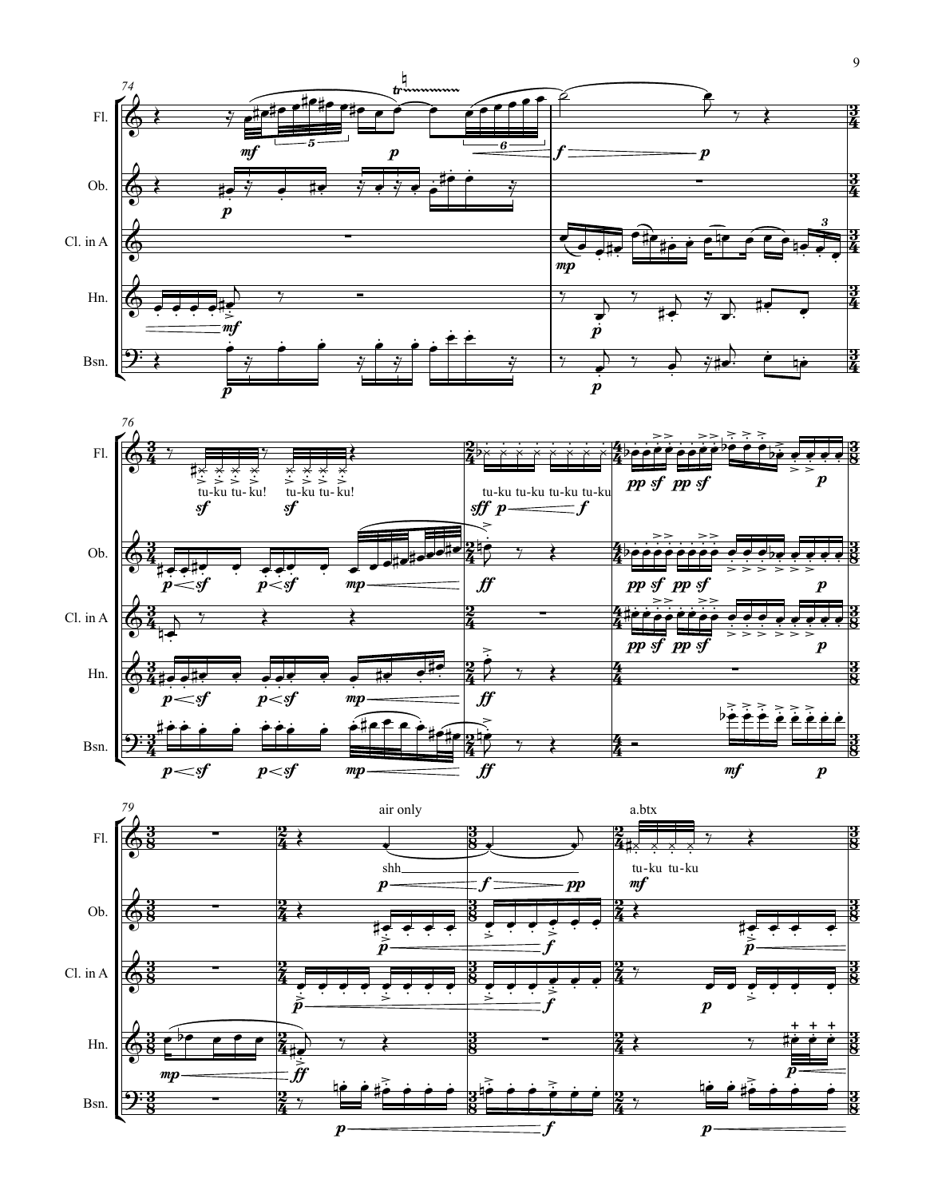Fl.

Ob.

Cl. in A

Hn.

Bsn.

tu-ku tu-ku!

tu-ku tu-ku!

tu-ku tu-ku tu-ku tu-ku tu-ku

air only

shh

a.btx

tu-ku tu-ku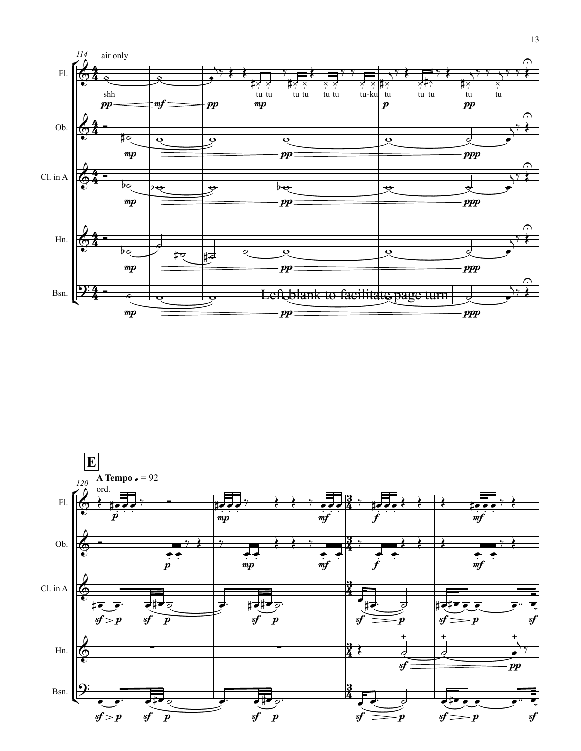Left blank to facilitate page turn

**E**

**A Tempo** ♩ = 92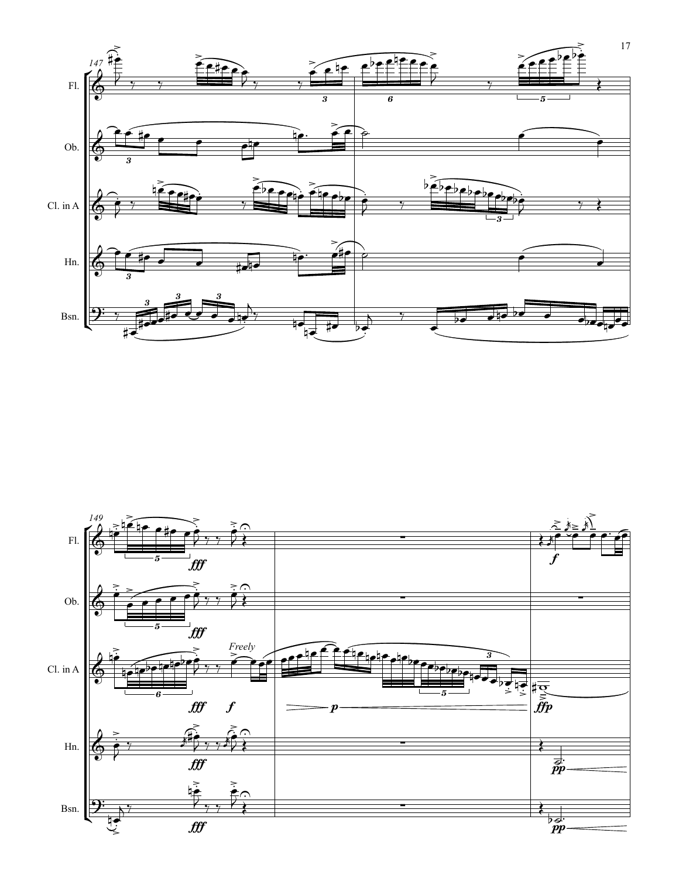147

Fl.

Ob.

Cl. in A

Hn.

Bsn.

149

Fl.

Ob.

Cl. in A

*Freely*

Hn.

Bsn.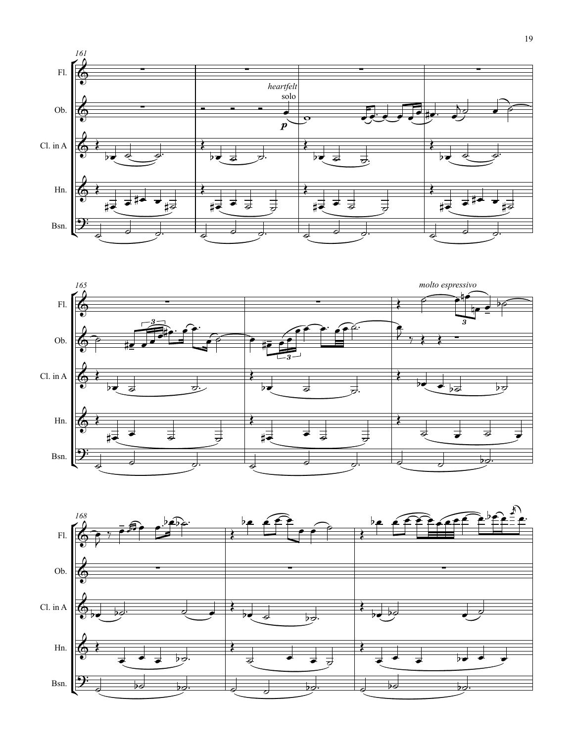161

Fl.

Ob.

Cl. in A

Hn.

Bsn.

*heartfelt*
solo

*p*

165

*molto espressivo*

3

3

3

168